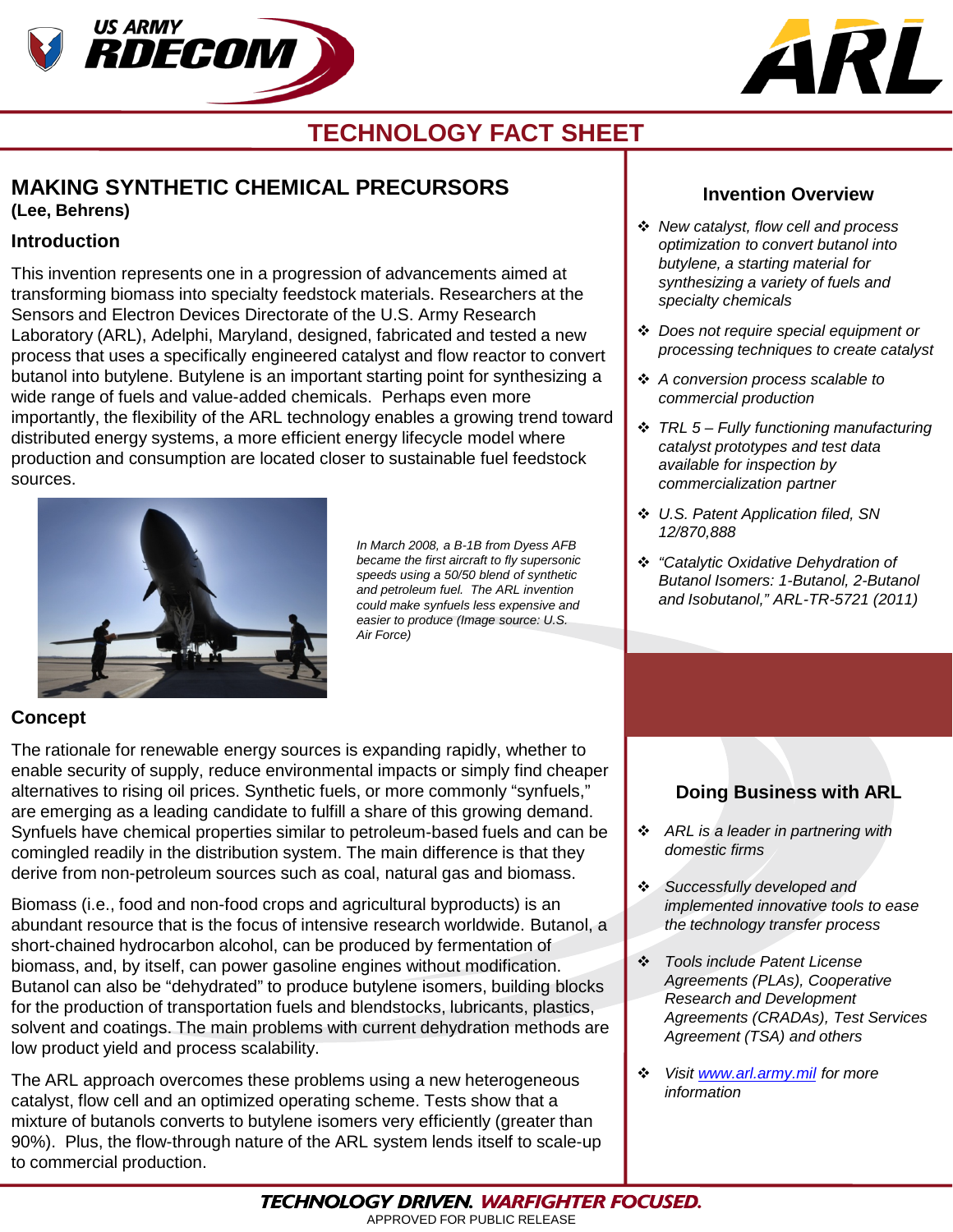# TECHNOLOGY FACT SHEET

## MAKING SYNTHETIC CHEMICAL PRECURSORS

**(Lee, Behrens)**

### Introduction

This invention represents one in a progression of advancements aimed at transforming biomass into specialty feedstock materials. Researchers at the Sensors and Electron Devices Directorate of the U.S. Army Research Laboratory (ARL), Adelphi, Maryland, designed, fabricated and tested a new process that uses a specifically engineered catalyst and flow reactor to convert butanol into butylene. Butylene is an important starting point for synthesizing a wide range of fuels and value-added chemicals. Perhaps even more importantly, the flexibility of the ARL technology enables a growing trend toward distributed energy systems, a more efficient energy lifecycle model where production and consumption are located closer to sustainable fuel feedstock sources.

*In March 2008, a B-1B from Dyess AFB became the first aircraft to fly supersonic speeds using a 50/50 blend of synthetic and petroleum fuel. The ARL invention could make synfuels less expensive and easier to produce (Image source: U.S. Air Force)*

### Concept

The rationale for renewable energy sources is expanding rapidly, whether to enable security of supply, reduce environmental impacts or simply find cheaper alternatives to rising oil prices. Synthetic fuels, or more commonly "synfuels," are emerging as a leading candidate to fulfill a share of this growing demand. Synfuels have chemical properties similar to petroleum-based fuels and can be comingled readily in the distribution system. The main difference is that they derive from non-petroleum sources such as coal, natural gas and biomass.

Biomass (i.e., food and non-food crops and agricultural byproducts) is an abundant resource that is the focus of intensive research worldwide. Butanol, a short-chained hydrocarbon alcohol, can be produced by fermentation of biomass, and, by itself, can power gasoline engines without modification. Butanol can also be "dehydrated" to produce butylene isomers, building blocks for the production of transportation fuels and blendstocks, lubricants, plastics, solvent and coatings. The main problems with current dehydration methods are low product yield and process scalability.

The ARL approach overcomes these problems using a new heterogeneous catalyst, flow cell and an optimized operating scheme. Tests show that a mixture of butanols converts to butylene isomers very efficiently (greater than 90%). Plus, the flow-through nature of the ARL system lends itself to scale-up to commercial production.

### Invention Overview

- *New catalyst, flow cell and process optimization to convert butanol into butylene, a starting material for synthesizing a variety of fuels and specialty chemicals*
- *Does not require special equipment or processing techniques to create catalyst*
- *A conversion process scalable to commercial production*
- *TRL 5 – Fully functioning manufacturing catalyst prototypes and test data available for inspection by commercialization partner*
- *U.S. Patent Application filed, SN 12/870,888*
- *"Catalytic Oxidative Dehydration of Butanol Isomers: 1-Butanol, 2-Butanol and Isobutanol," ARL-TR-5721 (2011)*

### Doing Business with ARL

- *ARL is a leader in partnering with domestic firms*
- *Successfully developed and implemented innovative tools to ease the technology transfer process*
- *Tools include Patent License Agreements (PLAs), Cooperative Research and Development Agreements (CRADAs), Test Services Agreement (TSA) and others*
- *Visit www.arl.army.mil for more information*

**TECHNOLOGY DRIVEN. WARFIGHTER FOCUSED.**

APPROVED FOR PUBLIC RELEASE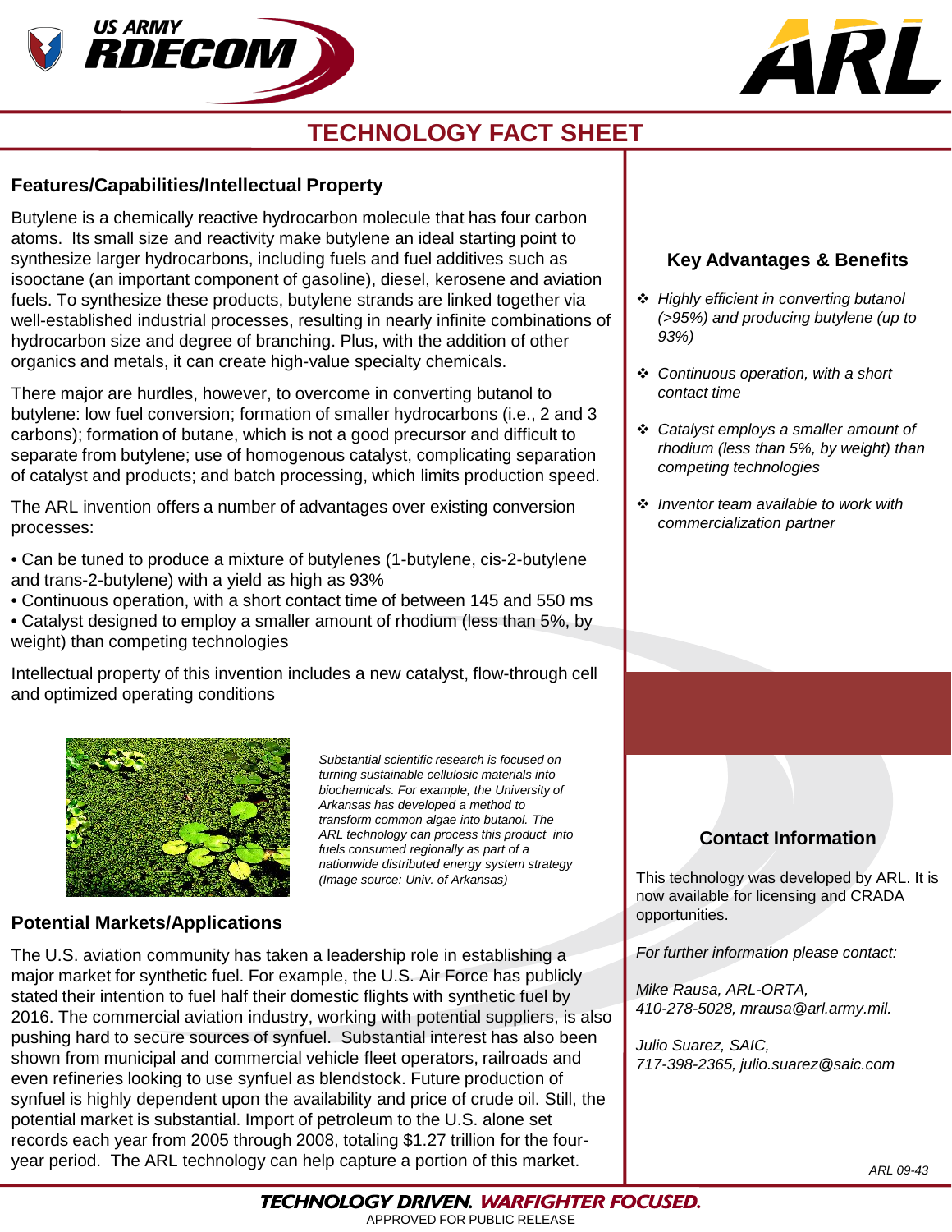# TECHNOLOGY FACT SHEET

## Features/Capabilities/Intellectual Property

Butylene is a chemically reactive hydrocarbon molecule that has four carbon atoms. Its small size and reactivity make butylene an ideal starting point to synthesize larger hydrocarbons, including fuels and fuel additives such as isooctane (an important component of gasoline), diesel, kerosene and aviation fuels. To synthesize these products, butylene strands are linked together via well-established industrial processes, resulting in nearly infinite combinations of hydrocarbon size and degree of branching. Plus, with the addition of other organics and metals, it can create high-value specialty chemicals.

There major are hurdles, however, to overcome in converting butanol to butylene: low fuel conversion; formation of smaller hydrocarbons (i.e., 2 and 3 carbons); formation of butane, which is not a good precursor and difficult to separate from butylene; use of homogenous catalyst, complicating separation of catalyst and products; and batch processing, which limits production speed.

The ARL invention offers a number of advantages over existing conversion processes:

- Can be tuned to produce a mixture of butylenes (1-butylene, cis-2-butylene and trans-2-butylene) with a yield as high as 93%
- Continuous operation, with a short contact time of between 145 and 550 ms
- Catalyst designed to employ a smaller amount of rhodium (less than 5%, by weight) than competing technologies

Intellectual property of this invention includes a new catalyst, flow-through cell and optimized operating conditions

*Substantial scientific research is focused on turning sustainable cellulosic materials into biochemicals. For example, the University of Arkansas has developed a method to transform common algae into butanol. The ARL technology can process this product into fuels consumed regionally as part of a nationwide distributed energy system strategy (Image source: Univ. of Arkansas)*

## Potential Markets/Applications

The U.S. aviation community has taken a leadership role in establishing a major market for synthetic fuel. For example, the U.S. Air Force has publicly stated their intention to fuel half their domestic flights with synthetic fuel by 2016. The commercial aviation industry, working with potential suppliers, is also pushing hard to secure sources of synfuel. Substantial interest has also been shown from municipal and commercial vehicle fleet operators, railroads and even refineries looking to use synfuel as blendstock. Future production of synfuel is highly dependent upon the availability and price of crude oil. Still, the potential market is substantial. Import of petroleum to the U.S. alone set records each year from 2005 through 2008, totaling $1.27 trillion for the four-year period. The ARL technology can help capture a portion of this market.

## Key Advantages & Benefits

- *Highly efficient in converting butanol (>95%) and producing butylene (up to 93%)*
- *Continuous operation, with a short contact time*
- *Catalyst employs a smaller amount of rhodium (less than 5%, by weight) than competing technologies*
- *Inventor team available to work with commercialization partner*

## Contact Information

This technology was developed by ARL. It is now available for licensing and CRADA opportunities.

*For further information please contact:*

*Mike Rausa, ARL-ORTA,*
*410-278-5028, mrausa@arl.army.mil.*

*Julio Suarez, SAIC,*
*717-398-2365, julio.suarez@saic.com*

*ARL 09-43*

**TECHNOLOGY DRIVEN. WARFIGHTER FOCUSED.**

APPROVED FOR PUBLIC RELEASE